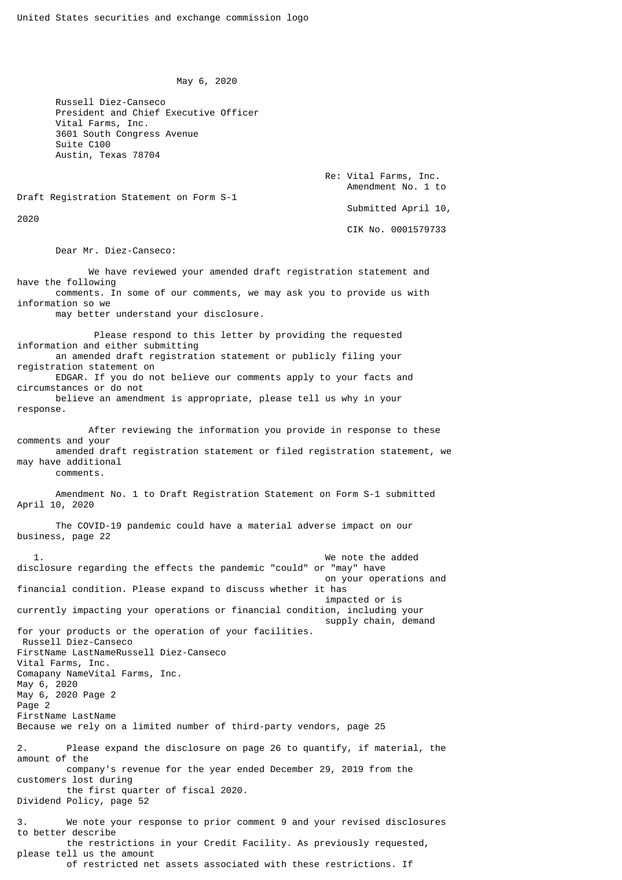United States securities and exchange commission logo

May 6, 2020

Russell Diez-Canseco
President and Chief Executive Officer
Vital Farms, Inc.
3601 South Congress Avenue
Suite C100
Austin, Texas 78704

Re: Vital Farms, Inc.
Amendment No. 1 to Draft Registration Statement on Form S-1
Submitted April 10, 2020
CIK No. 0001579733

Dear Mr. Diez-Canseco:

We have reviewed your amended draft registration statement and have the following comments. In some of our comments, we may ask you to provide us with information so we may better understand your disclosure.

Please respond to this letter by providing the requested information and either submitting an amended draft registration statement or publicly filing your registration statement on EDGAR. If you do not believe our comments apply to your facts and circumstances or do not believe an amendment is appropriate, please tell us why in your response.

After reviewing the information you provide in response to these comments and your amended draft registration statement or filed registration statement, we may have additional comments.

Amendment No. 1 to Draft Registration Statement on Form S-1 submitted April 10, 2020

The COVID-19 pandemic could have a material adverse impact on our business, page 22

1. We note the added disclosure regarding the effects the pandemic "could" or "may" have on your operations and financial condition. Please expand to discuss whether it has impacted or is currently impacting your operations or financial condition, including your supply chain, demand for your products or the operation of your facilities.

Because we rely on a limited number of third-party vendors, page 25

2. Please expand the disclosure on page 26 to quantify, if material, the amount of the company's revenue for the year ended December 29, 2019 from the customers lost during the first quarter of fiscal 2020.

Dividend Policy, page 52

3. We note your response to prior comment 9 and your revised disclosures to better describe the restrictions in your Credit Facility. As previously requested, please tell us the amount of restricted net assets associated with these restrictions. If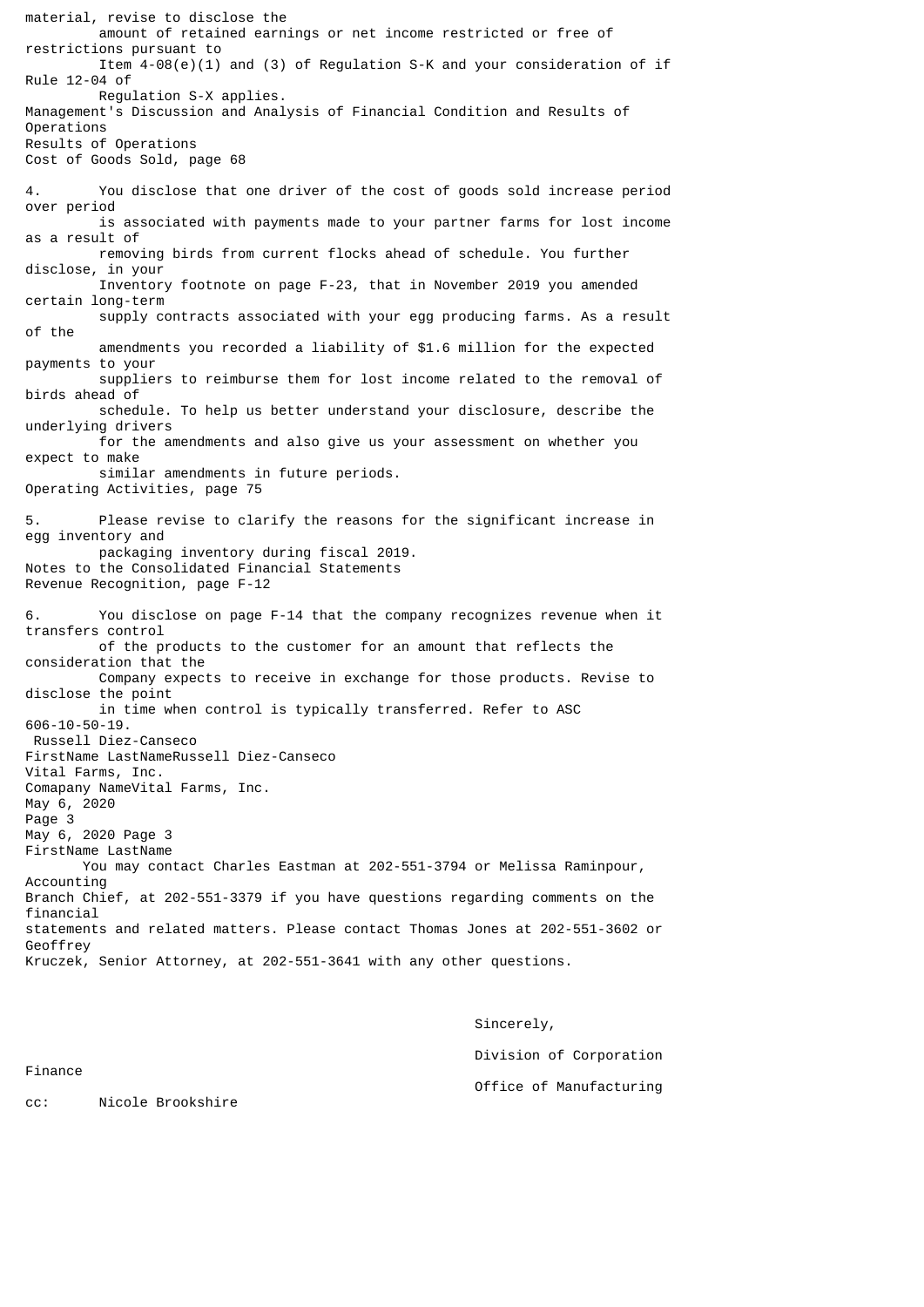material, revise to disclose the amount of retained earnings or net income restricted or free of restrictions pursuant to Item 4-08(e)(1) and (3) of Regulation S-K and your consideration of if Rule 12-04 of Regulation S-X applies.

Management's Discussion and Analysis of Financial Condition and Results of Operations
Results of Operations
Cost of Goods Sold, page 68

4. You disclose that one driver of the cost of goods sold increase period over period is associated with payments made to your partner farms for lost income as a result of removing birds from current flocks ahead of schedule. You further disclose, in your Inventory footnote on page F-23, that in November 2019 you amended certain long-term supply contracts associated with your egg producing farms. As a result of the amendments you recorded a liability of $1.6 million for the expected payments to your suppliers to reimburse them for lost income related to the removal of birds ahead of schedule. To help us better understand your disclosure, describe the underlying drivers for the amendments and also give us your assessment on whether you expect to make similar amendments in future periods.

Operating Activities, page 75

5. Please revise to clarify the reasons for the significant increase in egg inventory and packaging inventory during fiscal 2019.

Notes to the Consolidated Financial Statements
Revenue Recognition, page F-12

6. You disclose on page F-14 that the company recognizes revenue when it transfers control of the products to the customer for an amount that reflects the consideration that the Company expects to receive in exchange for those products. Revise to disclose the point in time when control is typically transferred. Refer to ASC 606-10-50-19.

You may contact Charles Eastman at 202-551-3794 or Melissa Raminpour, Accounting Branch Chief, at 202-551-3379 if you have questions regarding comments on the financial statements and related matters. Please contact Thomas Jones at 202-551-3602 or Geoffrey Kruczek, Senior Attorney, at 202-551-3641 with any other questions.

Sincerely,

Division of Corporation Finance
Office of Manufacturing

cc: Nicole Brookshire